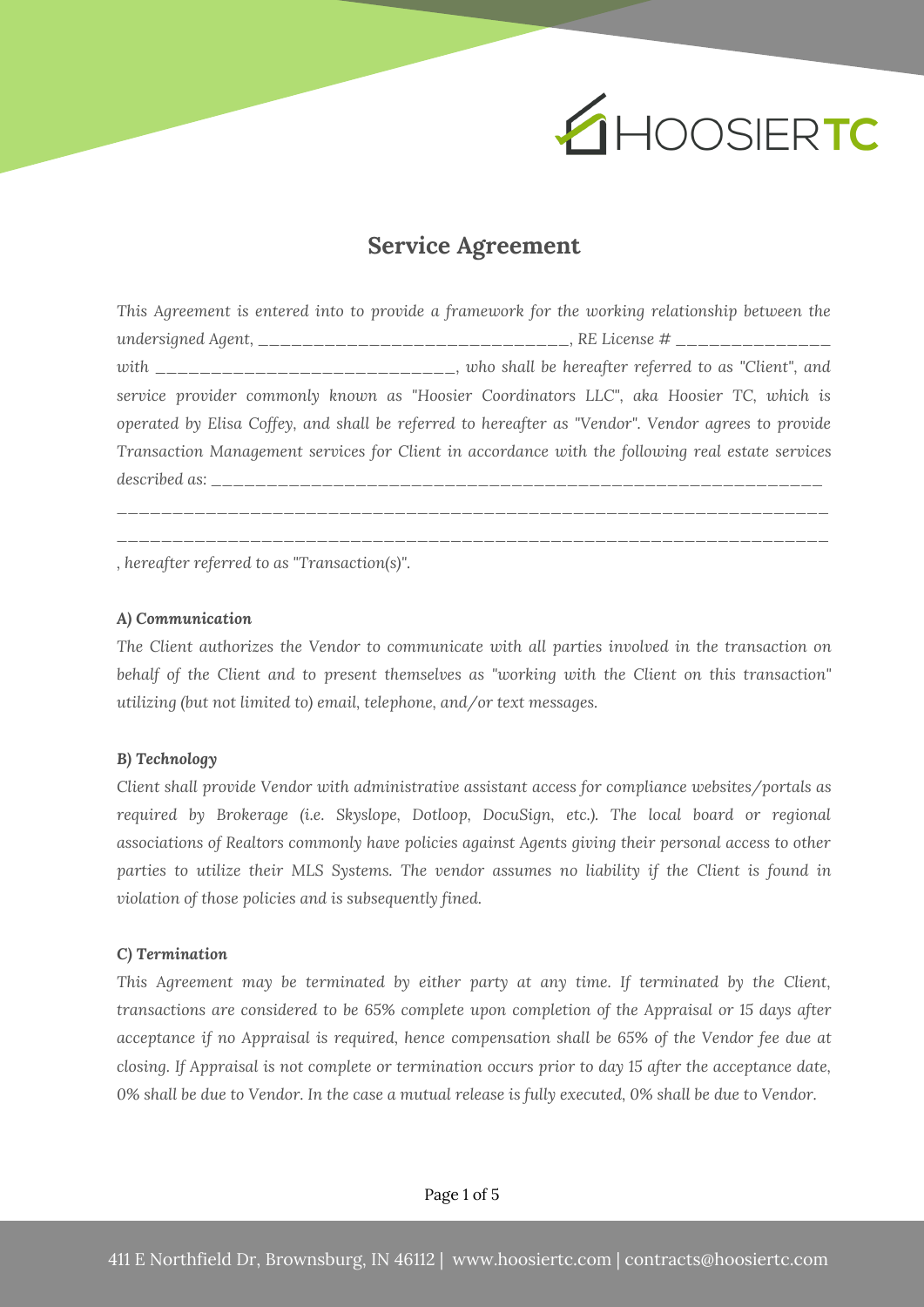HOOSIERTC

# Service Agreement

*This Agreement is entered into to provide a framework for the working relationship between the undersigned Agent, ______________________________, RE License # ______________ with ___________________________, who shall be hereafter referred to as "Client", and service provider commonly known as "Hoosier Coordinators LLC", aka Hoosier TC, which is operated by Elisa Coffey, and shall be referred to hereafter as "Vendor". Vendor agrees to provide Transaction Management services for Client in accordance with the following real estate services described as: ____________________________________________________________*

*_________________________________________________________________*

*_________________________________________________________________*

*, hereafter referred to as "Transaction(s)".*

#### ***A) Communication***

*The Client authorizes the Vendor to communicate with all parties involved in the transaction on behalf of the Client and to present themselves as "working with the Client on this transaction" utilizing (but not limited to) email, telephone, and/or text messages.*

#### ***B) Technology***

*Client shall provide Vendor with administrative assistant access for compliance websites/portals as required by Brokerage (i.e. Skyslope, Dotloop, DocuSign, etc.). The local board or regional associations of Realtors commonly have policies against Agents giving their personal access to other parties to utilize their MLS Systems. The vendor assumes no liability if the Client is found in violation of those policies and is subsequently fined.*

#### ***C) Termination***

*This Agreement may be terminated by either party at any time. If terminated by the Client, transactions are considered to be 65% complete upon completion of the Appraisal or 15 days after acceptance if no Appraisal is required, hence compensation shall be 65% of the Vendor fee due at closing. If Appraisal is not complete or termination occurs prior to day 15 after the acceptance date, 0% shall be due to Vendor. In the case a mutual release is fully executed, 0% shall be due to Vendor.*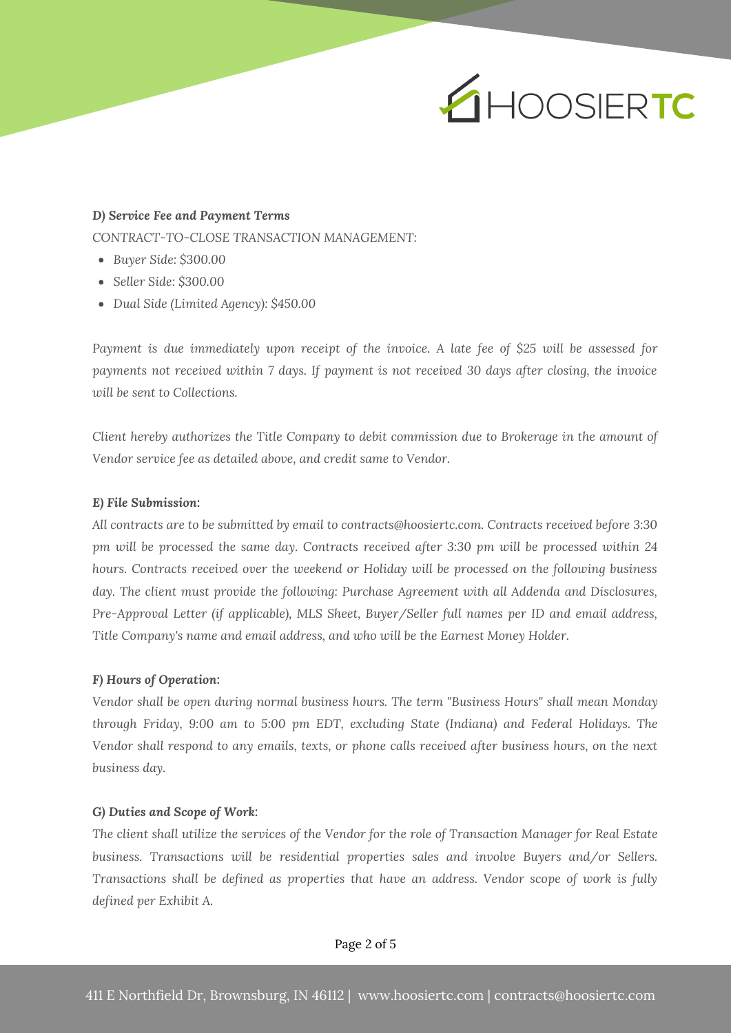**D) Service Fee and Payment Terms**

CONTRACT-TO-CLOSE TRANSACTION MANAGEMENT:

- *Buyer Side: $300.00*
- *Seller Side: $300.00*
- *Dual Side (Limited Agency): $450.00*

*Payment is due immediately upon receipt of the invoice. A late fee of $25 will be assessed for payments not received within 7 days. If payment is not received 30 days after closing, the invoice will be sent to Collections.*

*Client hereby authorizes the Title Company to debit commission due to Brokerage in the amount of Vendor service fee as detailed above, and credit same to Vendor.*

**E) File Submission:**

*All contracts are to be submitted by email to contracts@hoosiertc.com. Contracts received before 3:30 pm will be processed the same day. Contracts received after 3:30 pm will be processed within 24 hours. Contracts received over the weekend or Holiday will be processed on the following business day. The client must provide the following: Purchase Agreement with all Addenda and Disclosures, Pre-Approval Letter (if applicable), MLS Sheet, Buyer/Seller full names per ID and email address, Title Company's name and email address, and who will be the Earnest Money Holder.*

**F) Hours of Operation:**

*Vendor shall be open during normal business hours. The term "Business Hours" shall mean Monday through Friday, 9:00 am to 5:00 pm EDT, excluding State (Indiana) and Federal Holidays. The Vendor shall respond to any emails, texts, or phone calls received after business hours, on the next business day.*

**G) Duties and Scope of Work:**

*The client shall utilize the services of the Vendor for the role of Transaction Manager for Real Estate business. Transactions will be residential properties sales and involve Buyers and/or Sellers. Transactions shall be defined as properties that have an address. Vendor scope of work is fully defined per Exhibit A.*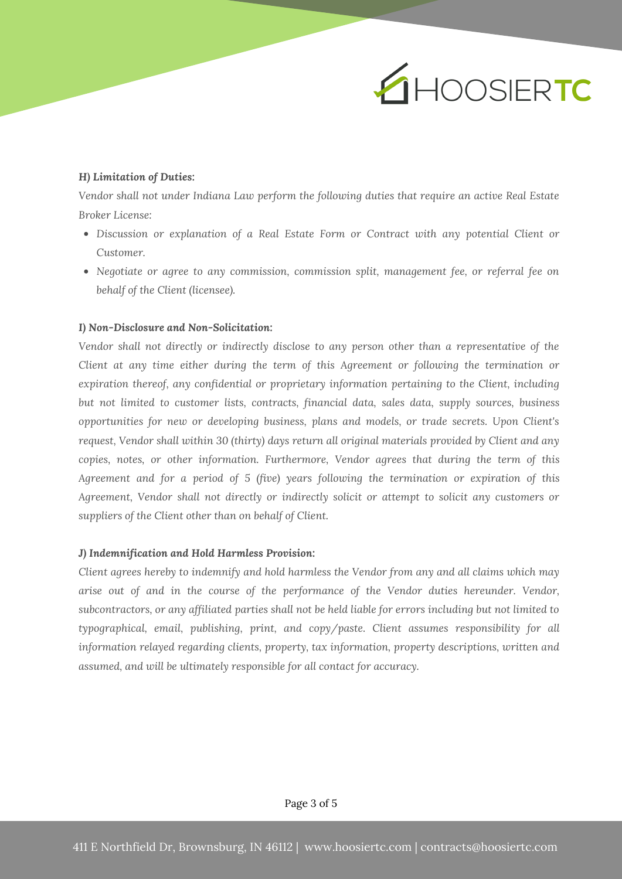***H) Limitation of Duties:***

*Vendor shall not under Indiana Law perform the following duties that require an active Real Estate Broker License:*

- *Discussion or explanation of a Real Estate Form or Contract with any potential Client or Customer.*
- *Negotiate or agree to any commission, commission split, management fee, or referral fee on behalf of the Client (licensee).*

***I) Non-Disclosure and Non-Solicitation:***

*Vendor shall not directly or indirectly disclose to any person other than a representative of the Client at any time either during the term of this Agreement or following the termination or expiration thereof, any confidential or proprietary information pertaining to the Client, including but not limited to customer lists, contracts, financial data, sales data, supply sources, business opportunities for new or developing business, plans and models, or trade secrets. Upon Client's request, Vendor shall within 30 (thirty) days return all original materials provided by Client and any copies, notes, or other information. Furthermore, Vendor agrees that during the term of this Agreement and for a period of 5 (five) years following the termination or expiration of this Agreement, Vendor shall not directly or indirectly solicit or attempt to solicit any customers or suppliers of the Client other than on behalf of Client.*

***J) Indemnification and Hold Harmless Provision:***

*Client agrees hereby to indemnify and hold harmless the Vendor from any and all claims which may arise out of and in the course of the performance of the Vendor duties hereunder. Vendor, subcontractors, or any affiliated parties shall not be held liable for errors including but not limited to typographical, email, publishing, print, and copy/paste. Client assumes responsibility for all information relayed regarding clients, property, tax information, property descriptions, written and assumed, and will be ultimately responsible for all contact for accuracy.*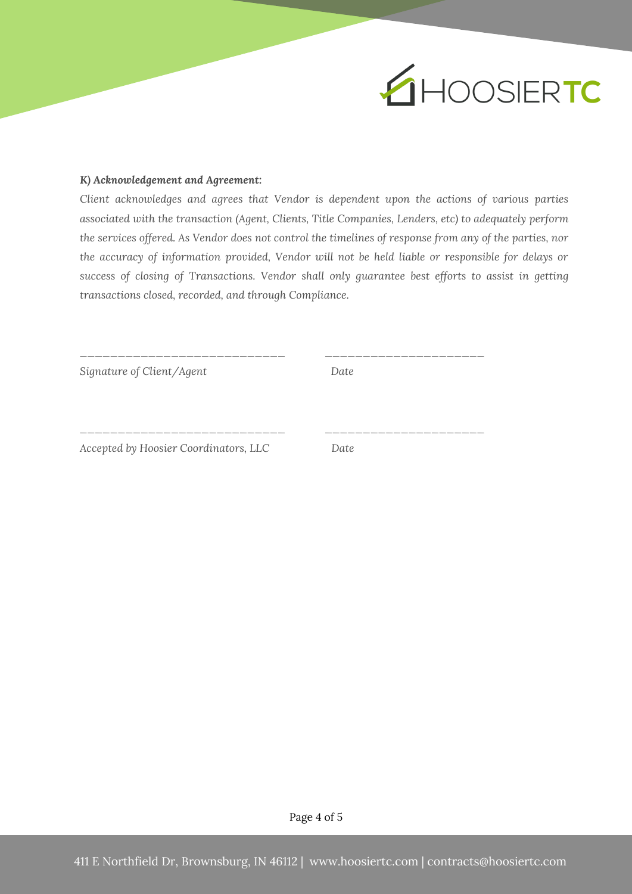***K) Acknowledgement and Agreement:***

*Client acknowledges and agrees that Vendor is dependent upon the actions of various parties associated with the transaction (Agent, Clients, Title Companies, Lenders, etc) to adequately perform the services offered. As Vendor does not control the timelines of response from any of the parties, nor the accuracy of information provided, Vendor will not be held liable or responsible for delays or success of closing of Transactions. Vendor shall only guarantee best efforts to assist in getting transactions closed, recorded, and through Compliance.*

\_\_\_\_\_\_\_\_\_\_\_\_\_\_\_\_\_\_\_\_\_\_\_\_\_\_\_\_ \_\_\_\_\_\_\_\_\_\_\_\_\_\_\_\_\_\_\_\_\_\_

*Signature of Client/Agent* *Date*

\_\_\_\_\_\_\_\_\_\_\_\_\_\_\_\_\_\_\_\_\_\_\_\_\_\_\_\_ \_\_\_\_\_\_\_\_\_\_\_\_\_\_\_\_\_\_\_\_\_\_

*Accepted by Hoosier Coordinators, LLC* *Date*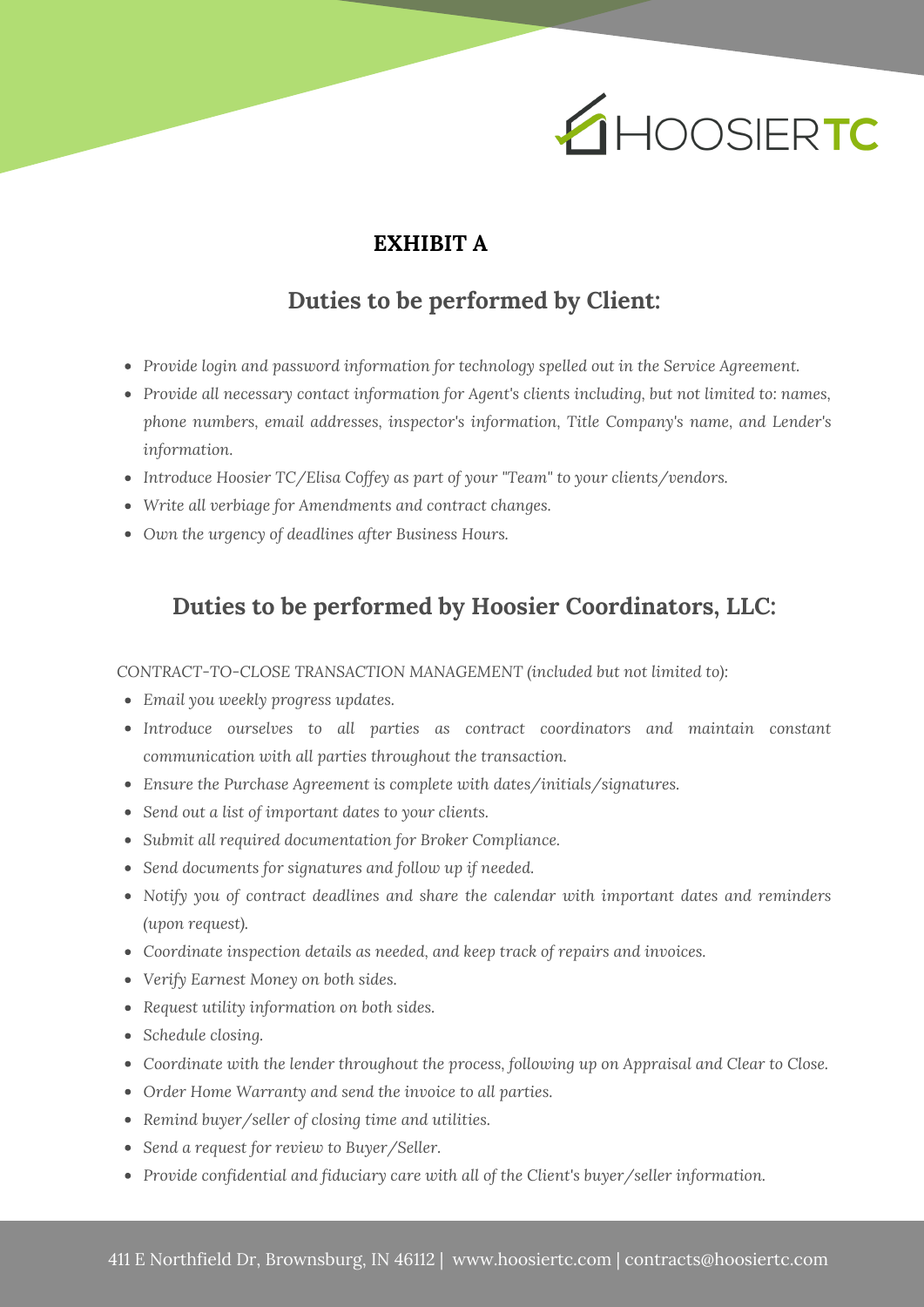# EXHIBIT A

## Duties to be performed by Client:

- *Provide login and password information for technology spelled out in the Service Agreement.*
- *Provide all necessary contact information for Agent's clients including, but not limited to: names, phone numbers, email addresses, inspector's information, Title Company's name, and Lender's information.*
- *Introduce Hoosier TC/Elisa Coffey as part of your "Team" to your clients/vendors.*
- *Write all verbiage for Amendments and contract changes.*
- *Own the urgency of deadlines after Business Hours.*

## Duties to be performed by Hoosier Coordinators, LLC:

CONTRACT-TO-CLOSE TRANSACTION MANAGEMENT *(included but not limited to):*

- *Email you weekly progress updates.*
- *Introduce ourselves to all parties as contract coordinators and maintain constant communication with all parties throughout the transaction.*
- *Ensure the Purchase Agreement is complete with dates/initials/signatures.*
- *Send out a list of important dates to your clients.*
- *Submit all required documentation for Broker Compliance.*
- *Send documents for signatures and follow up if needed.*
- *Notify you of contract deadlines and share the calendar with important dates and reminders (upon request).*
- *Coordinate inspection details as needed, and keep track of repairs and invoices.*
- *Verify Earnest Money on both sides.*
- *Request utility information on both sides.*
- *Schedule closing.*
- *Coordinate with the lender throughout the process, following up on Appraisal and Clear to Close.*
- *Order Home Warranty and send the invoice to all parties.*
- *Remind buyer/seller of closing time and utilities.*
- *Send a request for review to Buyer/Seller.*
- *Provide confidential and fiduciary care with all of the Client's buyer/seller information.*